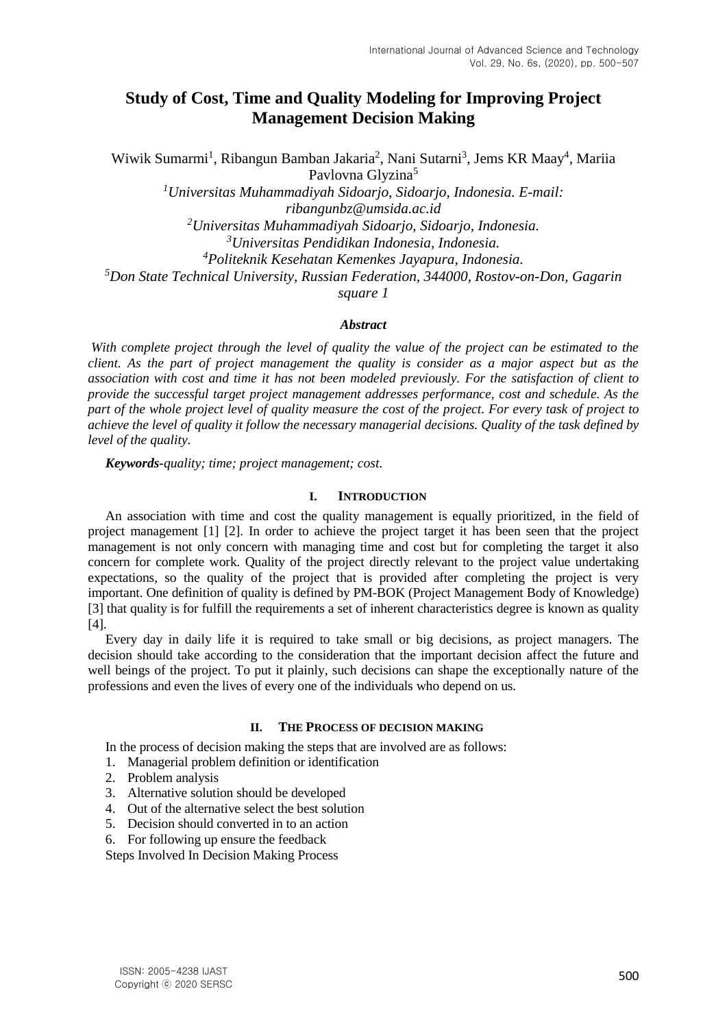# Study of Cost, Time and Quality Modeling for Improving Project Management Decision Making

Wiwik Sumarmi[1], Ribangun Bamban Jakaria[2], Nani Sutarni[3], Jems KR Maay[4], Mariia Pavlovna Glyzina[5]

[1]*Universitas Muhammadiyah Sidoarjo, Sidoarjo, Indonesia. E-mail: ribangunbz@umsida.ac.id*

[2]*Universitas Muhammadiyah Sidoarjo, Sidoarjo, Indonesia.*

[3]*Universitas Pendidikan Indonesia, Indonesia.*

[4]*Politeknik Kesehatan Kemenkes Jayapura, Indonesia.*

[5]*Don State Technical University, Russian Federation, 344000, Rostov-on-Don, Gagarin square 1*

### *Abstract*

*With complete project through the level of quality the value of the project can be estimated to the client. As the part of project management the quality is consider as a major aspect but as the association with cost and time it has not been modeled previously. For the satisfaction of client to provide the successful target project management addresses performance, cost and schedule. As the part of the whole project level of quality measure the cost of the project. For every task of project to achieve the level of quality it follow the necessary managerial decisions. Quality of the task defined by level of the quality.*

***Keywords-****quality; time; project management; cost.*

## I. INTRODUCTION

An association with time and cost the quality management is equally prioritized, in the field of project management [1] [2]. In order to achieve the project target it has been seen that the project management is not only concern with managing time and cost but for completing the target it also concern for complete work. Quality of the project directly relevant to the project value undertaking expectations, so the quality of the project that is provided after completing the project is very important. One definition of quality is defined by PM-BOK (Project Management Body of Knowledge) [3] that quality is for fulfill the requirements a set of inherent characteristics degree is known as quality [4].

Every day in daily life it is required to take small or big decisions, as project managers. The decision should take according to the consideration that the important decision affect the future and well beings of the project. To put it plainly, such decisions can shape the exceptionally nature of the professions and even the lives of every one of the individuals who depend on us.

## II. THE PROCESS OF DECISION MAKING

In the process of decision making the steps that are involved are as follows:

1. Managerial problem definition or identification
2. Problem analysis
3. Alternative solution should be developed
4. Out of the alternative select the best solution
5. Decision should converted in to an action
6. For following up ensure the feedback

Steps Involved In Decision Making Process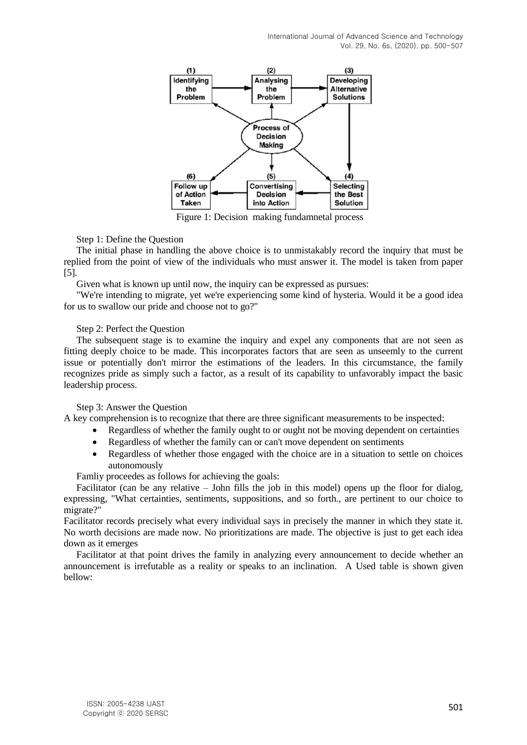(1) Identifying the Problem

(2) Analysing the Problem

(3) Developing Alternative Solutions

Process of Decision Making

(4) Selecting the Best Solution

(5) Convertising Decision into Action

(6) Follow up of Action Taken

Figure 1: Decision making fundamnetal process

Step 1: Define the Question

The initial phase in handling the above choice is to unmistakably record the inquiry that must be replied from the point of view of the individuals who must answer it. The model is taken from paper [5].

Given what is known up until now, the inquiry can be expressed as pursues:

"We're intending to migrate, yet we're experiencing some kind of hysteria. Would it be a good idea for us to swallow our pride and choose not to go?"

Step 2: Perfect the Question

The subsequent stage is to examine the inquiry and expel any components that are not seen as fitting deeply choice to be made. This incorporates factors that are seen as unseemly to the current issue or potentially don't mirror the estimations of the leaders. In this circumstance, the family recognizes pride as simply such a factor, as a result of its capability to unfavorably impact the basic leadership process.

Step 3: Answer the Question

A key comprehension is to recognize that there are three significant measurements to be inspected:

- Regardless of whether the family ought to or ought not be moving dependent on certainties
- Regardless of whether the family can or can't move dependent on sentiments
- Regardless of whether those engaged with the choice are in a situation to settle on choices autonomously

Famliy proceedes as follows for achieving the goals:

Facilitator (can be any relative – John fills the job in this model) opens up the floor for dialog, expressing, "What certainties, sentiments, suppositions, and so forth., are pertinent to our choice to migrate?"

Facilitator records precisely what every individual says in precisely the manner in which they state it. No worth decisions are made now. No prioritizations are made. The objective is just to get each idea down as it emerges

Facilitator at that point drives the family in analyzing every announcement to decide whether an announcement is irrefutable as a reality or speaks to an inclination. A Used table is shown given bellow: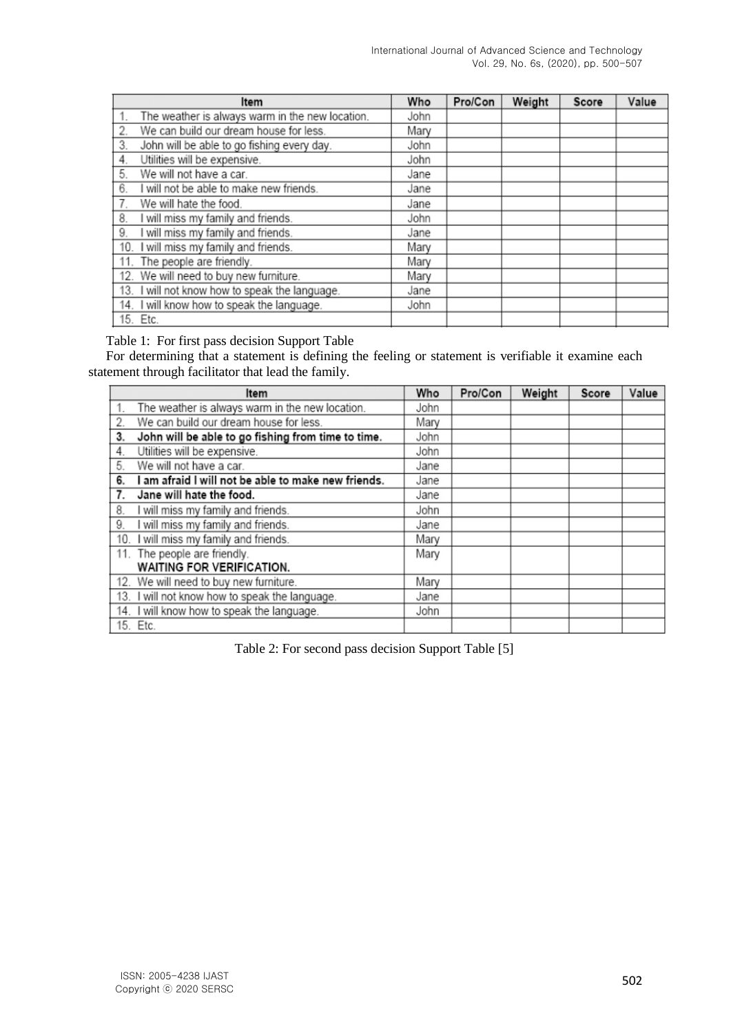| Item | Who | Pro/Con | Weight | Score | Value |
|---|---|---|---|---|---|
| 1. The weather is always warm in the new location. | John | | | | |
| 2. We can build our dream house for less. | Mary | | | | |
| 3. John will be able to go fishing every day. | John | | | | |
| 4. Utilities will be expensive. | John | | | | |
| 5. We will not have a car. | Jane | | | | |
| 6. I will not be able to make new friends. | Jane | | | | |
| 7. We will hate the food. | Jane | | | | |
| 8. I will miss my family and friends. | John | | | | |
| 9. I will miss my family and friends. | Jane | | | | |
| 10. I will miss my family and friends. | Mary | | | | |
| 11. The people are friendly. | Mary | | | | |
| 12. We will need to buy new furniture. | Mary | | | | |
| 13. I will not know how to speak the language. | Jane | | | | |
| 14. I will know how to speak the language. | John | | | | |
| 15. Etc. | | | | | |

Table 1: For first pass decision Support Table

For determining that a statement is defining the feeling or statement is verifiable it examine each statement through facilitator that lead the family.

| Item | Who | Pro/Con | Weight | Score | Value |
|---|---|---|---|---|---|
| 1. The weather is always warm in the new location. | John | | | | |
| 2. We can build our dream house for less. | Mary | | | | |
| **3. John will be able to go fishing from time to time.** | John | | | | |
| 4. Utilities will be expensive. | John | | | | |
| 5. We will not have a car. | Jane | | | | |
| **6. I am afraid I will not be able to make new friends.** | Jane | | | | |
| **7. Jane will hate the food.** | Jane | | | | |
| 8. I will miss my family and friends. | John | | | | |
| 9. I will miss my family and friends. | Jane | | | | |
| 10. I will miss my family and friends. | Mary | | | | |
| 11. The people are friendly. **WAITING FOR VERIFICATION.** | Mary | | | | |
| 12. We will need to buy new furniture. | Mary | | | | |
| 13. I will not know how to speak the language. | Jane | | | | |
| 14. I will know how to speak the language. | John | | | | |
| 15. Etc. | | | | | |

Table 2: For second pass decision Support Table [5]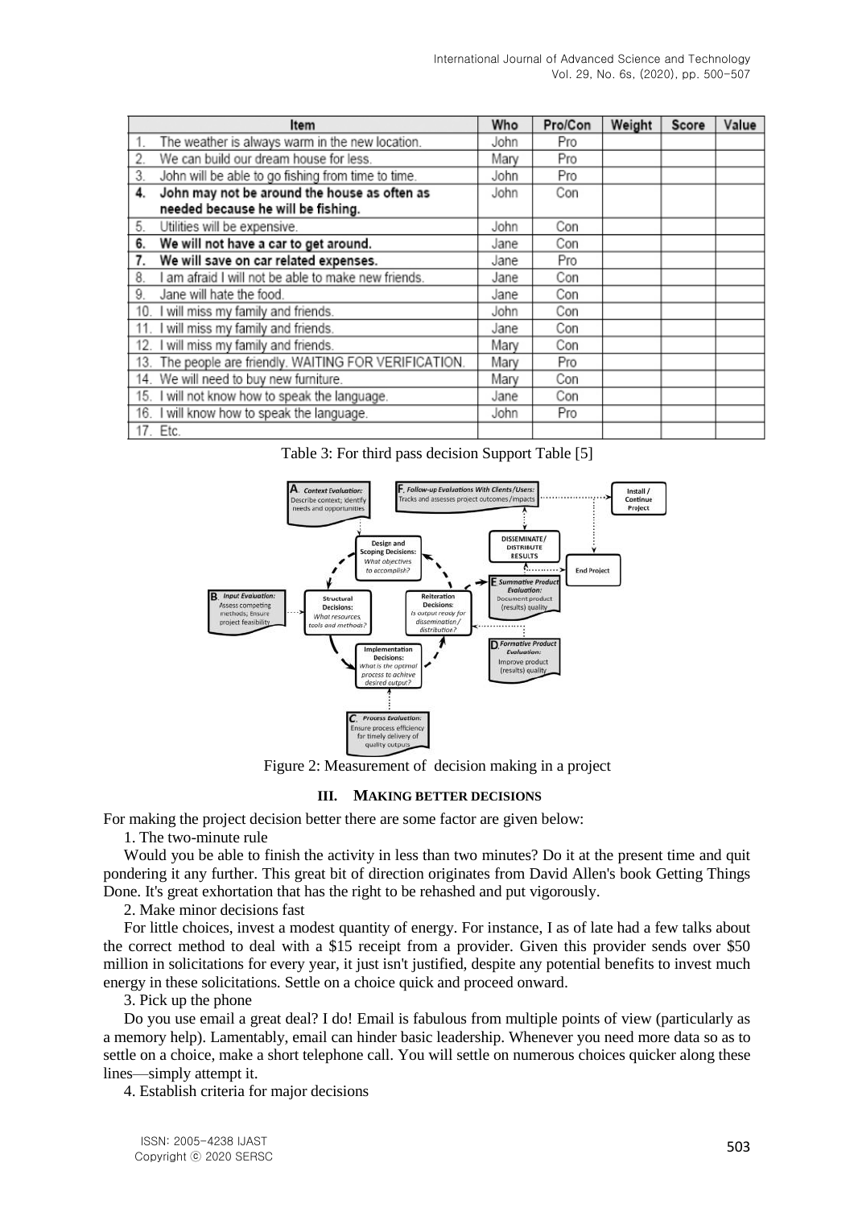| Item | Who | Pro/Con | Weight | Score | Value |
|---|---|---|---|---|---|
| 1. The weather is always warm in the new location. | John | Pro | | | |
| 2. We can build our dream house for less. | Mary | Pro | | | |
| 3. John will be able to go fishing from time to time. | John | Pro | | | |
| **4. John may not be around the house as often as needed because he will be fishing.** | John | Con | | | |
| 5. Utilities will be expensive. | John | Con | | | |
| **6. We will not have a car to get around.** | Jane | Con | | | |
| **7. We will save on car related expenses.** | Jane | Pro | | | |
| 8. I am afraid I will not be able to make new friends. | Jane | Con | | | |
| 9. Jane will hate the food. | Jane | Con | | | |
| 10. I will miss my family and friends. | John | Con | | | |
| 11. I will miss my family and friends. | Jane | Con | | | |
| 12. I will miss my family and friends. | Mary | Con | | | |
| 13. The people are friendly. WAITING FOR VERIFICATION. | Mary | Pro | | | |
| 14. We will need to buy new furniture. | Mary | Con | | | |
| 15. I will not know how to speak the language. | Jane | Con | | | |
| 16. I will know how to speak the language. | John | Pro | | | |
| 17. Etc. | | | | | |

Table 3: For third pass decision Support Table [5]

A. Context Evaluation: Describe context; identify needs and opportunities

F. Follow-up Evaluations With Clients/Users: Tracks and assesses project outcomes/impacts

Install / Continue Project

Design and Scoping Decisions: What objectives to accomplish?

DISSEMINATE/ DISTRIBUTE RESULTS

End Project

E. Summative Product Evaluation: Document product (results) quality

B. Input Evaluation: Assess competing methods; Ensure project feasibility

Structural Decisions: What resources, tools and methods?

Reiteration Decisions: Is output ready for dissemination/ distribution?

Implementation Decisions: What is the optimal process to achieve desired output?

D. Formative Product Evaluation: Improve product (results) quality

C. Process Evaluation: Ensure process efficiency for timely delivery of quality outputs

Figure 2: Measurement of decision making in a project

## III. MAKING BETTER DECISIONS

For making the project decision better there are some factor are given below:

1. The two-minute rule

Would you be able to finish the activity in less than two minutes? Do it at the present time and quit pondering it any further. This great bit of direction originates from David Allen's book Getting Things Done. It's great exhortation that has the right to be rehashed and put vigorously.

2. Make minor decisions fast

For little choices, invest a modest quantity of energy. For instance, I as of late had a few talks about the correct method to deal with a $15 receipt from a provider. Given this provider sends over $50 million in solicitations for every year, it just isn't justified, despite any potential benefits to invest much energy in these solicitations. Settle on a choice quick and proceed onward.

3. Pick up the phone

Do you use email a great deal? I do! Email is fabulous from multiple points of view (particularly as a memory help). Lamentably, email can hinder basic leadership. Whenever you need more data so as to settle on a choice, make a short telephone call. You will settle on numerous choices quicker along these lines—simply attempt it.

4. Establish criteria for major decisions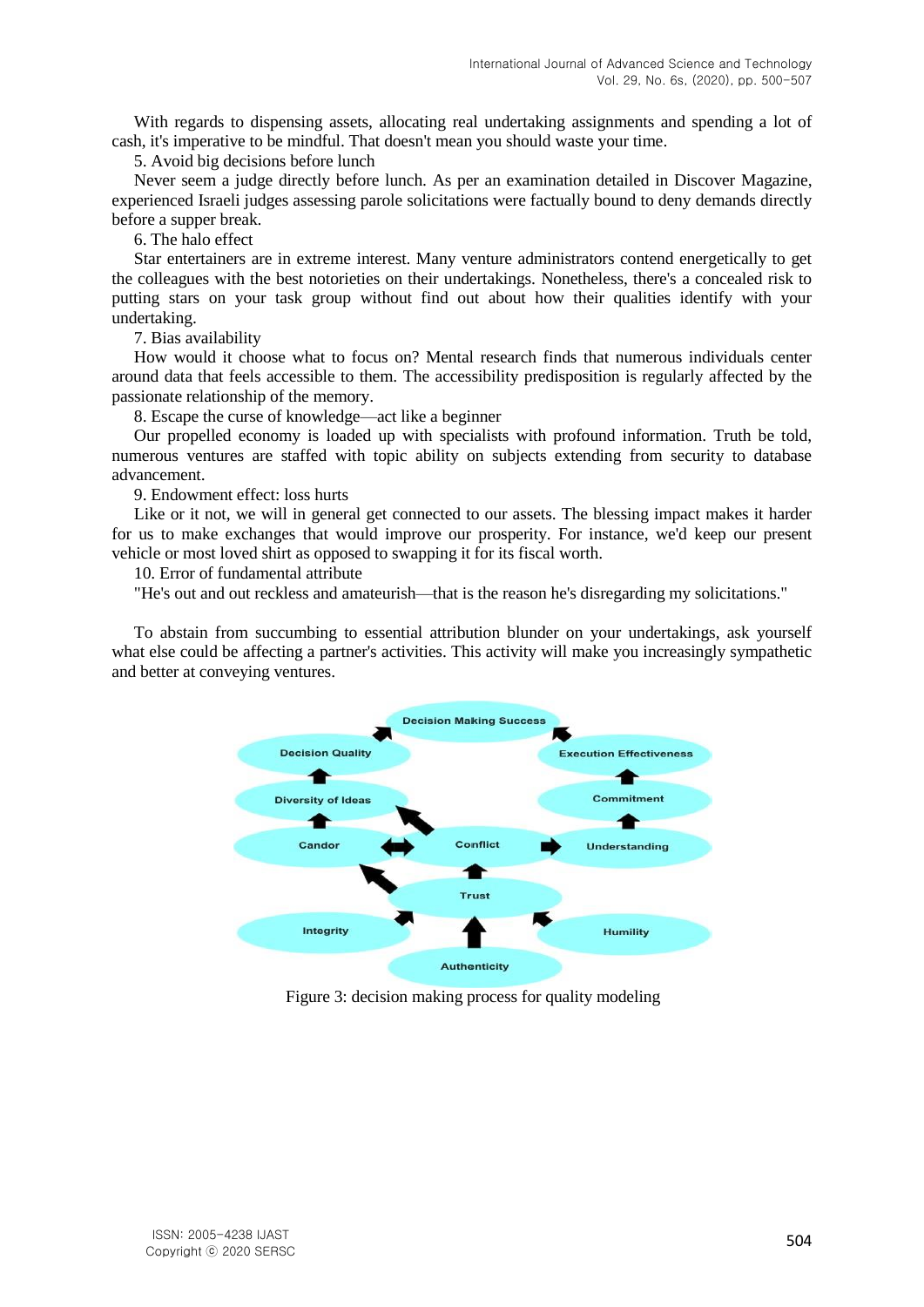With regards to dispensing assets, allocating real undertaking assignments and spending a lot of cash, it's imperative to be mindful. That doesn't mean you should waste your time.

5. Avoid big decisions before lunch

Never seem a judge directly before lunch. As per an examination detailed in Discover Magazine, experienced Israeli judges assessing parole solicitations were factually bound to deny demands directly before a supper break.

6. The halo effect

Star entertainers are in extreme interest. Many venture administrators contend energetically to get the colleagues with the best notorieties on their undertakings. Nonetheless, there's a concealed risk to putting stars on your task group without find out about how their qualities identify with your undertaking.

7. Bias availability

How would it choose what to focus on? Mental research finds that numerous individuals center around data that feels accessible to them. The accessibility predisposition is regularly affected by the passionate relationship of the memory.

8. Escape the curse of knowledge—act like a beginner

Our propelled economy is loaded up with specialists with profound information. Truth be told, numerous ventures are staffed with topic ability on subjects extending from security to database advancement.

9. Endowment effect: loss hurts

Like or it not, we will in general get connected to our assets. The blessing impact makes it harder for us to make exchanges that would improve our prosperity. For instance, we'd keep our present vehicle or most loved shirt as opposed to swapping it for its fiscal worth.

10. Error of fundamental attribute

"He's out and out reckless and amateurish—that is the reason he's disregarding my solicitations."

To abstain from succumbing to essential attribution blunder on your undertakings, ask yourself what else could be affecting a partner's activities. This activity will make you increasingly sympathetic and better at conveying ventures.

Decision Making Success
Decision Quality
Execution Effectiveness
Diversity of Ideas
Commitment
Candor
Conflict
Understanding
Trust
Integrity
Humility
Authenticity

Figure 3: decision making process for quality modeling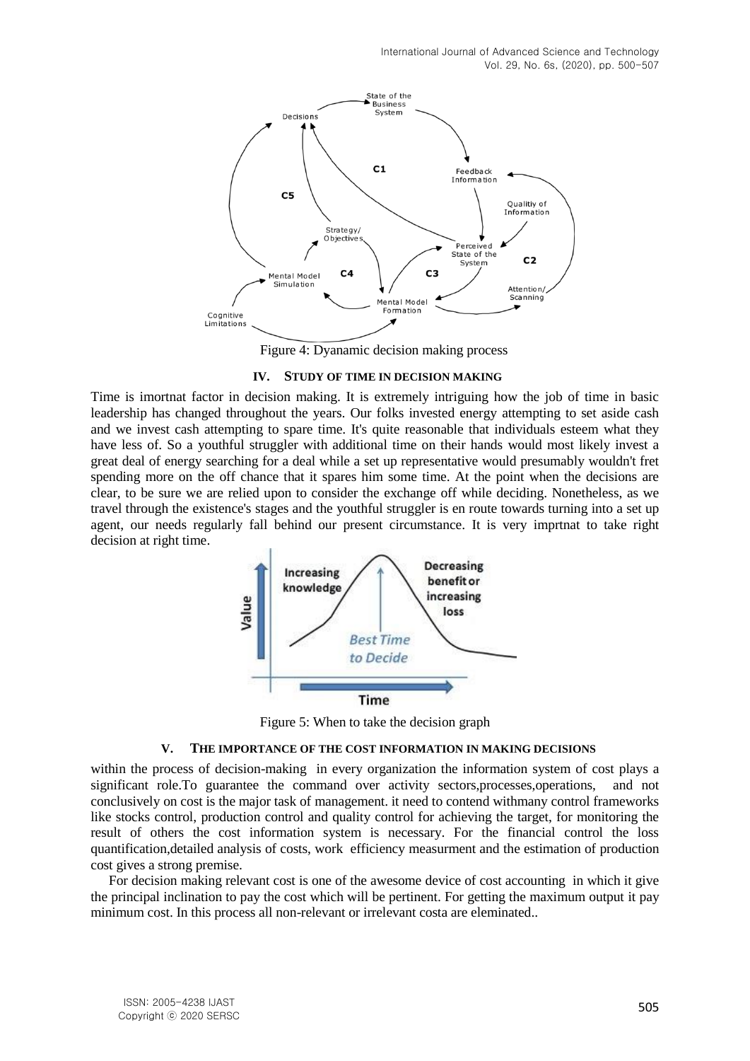Decisions

State of the Business System

C1

Feedback Information

C5

Qualitiy of Information

Strategy/ Objectives

Perceived State of the System

C2

Mental Model Simulation

C4

C3

Attention/ Scanning

Mental Model Formation

Cognitive Limitations

Figure 4: Dyanamic decision making process

## IV. STUDY OF TIME IN DECISION MAKING

Time is imortnat factor in decision making. It is extremely intriguing how the job of time in basic leadership has changed throughout the years. Our folks invested energy attempting to set aside cash and we invest cash attempting to spare time. It's quite reasonable that individuals esteem what they have less of. So a youthful struggler with additional time on their hands would most likely invest a great deal of energy searching for a deal while a set up representative would presumably wouldn't fret spending more on the off chance that it spares him some time. At the point when the decisions are clear, to be sure we are relied upon to consider the exchange off while deciding. Nonetheless, as we travel through the existence's stages and the youthful struggler is en route towards turning into a set up agent, our needs regularly fall behind our present circumstance. It is very imprtnat to take right decision at right time.

Value

Increasing knowledge

Decreasing benefit or increasing loss

Best Time to Decide

Time

Figure 5: When to take the decision graph

## V. THE IMPORTANCE OF THE COST INFORMATION IN MAKING DECISIONS

within the process of decision-making in every organization the information system of cost plays a significant role.To guarantee the command over activity sectors,processes,operations, and not conclusively on cost is the major task of management. it need to contend withmany control frameworks like stocks control, production control and quality control for achieving the target, for monitoring the result of others the cost information system is necessary. For the financial control the loss quantification,detailed analysis of costs, work efficiency measurment and the estimation of production cost gives a strong premise.

For decision making relevant cost is one of the awesome device of cost accounting in which it give the principal inclination to pay the cost which will be pertinent. For getting the maximum output it pay minimum cost. In this process all non-relevant or irrelevant costa are eleminated..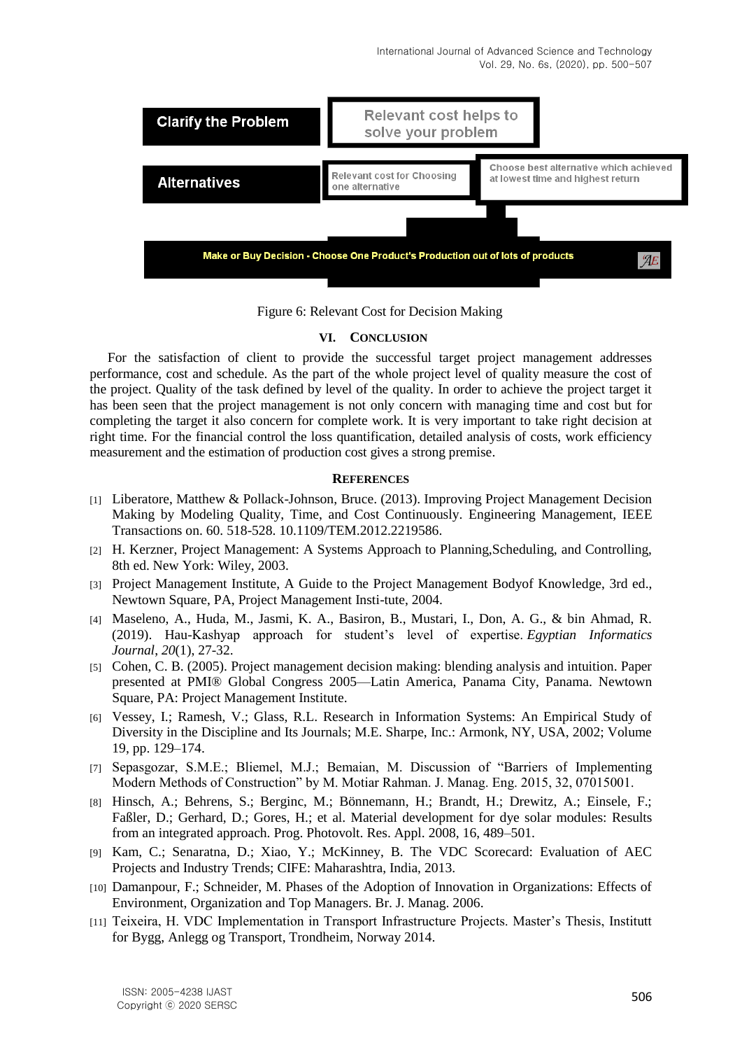Clarify the Problem

Relevant cost helps to solve your problem

Alternatives

Relevant cost for Choosing one alternative

Choose best alternative which achieved at lowest time and highest return

Make or Buy Decision - Choose One Product's Production out of lots of products

Figure 6: Relevant Cost for Decision Making

## VI. Conclusion

For the satisfaction of client to provide the successful target project management addresses performance, cost and schedule. As the part of the whole project level of quality measure the cost of the project. Quality of the task defined by level of the quality. In order to achieve the project target it has been seen that the project management is not only concern with managing time and cost but for completing the target it also concern for complete work. It is very important to take right decision at right time. For the financial control the loss quantification, detailed analysis of costs, work efficiency measurement and the estimation of production cost gives a strong premise.

## References

[1] Liberatore, Matthew & Pollack-Johnson, Bruce. (2013). Improving Project Management Decision Making by Modeling Quality, Time, and Cost Continuously. Engineering Management, IEEE Transactions on. 60. 518-528. 10.1109/TEM.2012.2219586.

[2] H. Kerzner, Project Management: A Systems Approach to Planning,Scheduling, and Controlling, 8th ed. New York: Wiley, 2003.

[3] Project Management Institute, A Guide to the Project Management Bodyof Knowledge, 3rd ed., Newtown Square, PA, Project Management Insti-tute, 2004.

[4] Maseleno, A., Huda, M., Jasmi, K. A., Basiron, B., Mustari, I., Don, A. G., & bin Ahmad, R. (2019). Hau-Kashyap approach for student's level of expertise. *Egyptian Informatics Journal*, *20*(1), 27-32.

[5] Cohen, C. B. (2005). Project management decision making: blending analysis and intuition. Paper presented at PMI® Global Congress 2005—Latin America, Panama City, Panama. Newtown Square, PA: Project Management Institute.

[6] Vessey, I.; Ramesh, V.; Glass, R.L. Research in Information Systems: An Empirical Study of Diversity in the Discipline and Its Journals; M.E. Sharpe, Inc.: Armonk, NY, USA, 2002; Volume 19, pp. 129–174.

[7] Sepasgozar, S.M.E.; Bliemel, M.J.; Bemaian, M. Discussion of "Barriers of Implementing Modern Methods of Construction" by M. Motiar Rahman. J. Manag. Eng. 2015, 32, 07015001.

[8] Hinsch, A.; Behrens, S.; Berginc, M.; Bönnemann, H.; Brandt, H.; Drewitz, A.; Einsele, F.; Faßler, D.; Gerhard, D.; Gores, H.; et al. Material development for dye solar modules: Results from an integrated approach. Prog. Photovolt. Res. Appl. 2008, 16, 489–501.

[9] Kam, C.; Senaratna, D.; Xiao, Y.; McKinney, B. The VDC Scorecard: Evaluation of AEC Projects and Industry Trends; CIFE: Maharashtra, India, 2013.

[10] Damanpour, F.; Schneider, M. Phases of the Adoption of Innovation in Organizations: Effects of Environment, Organization and Top Managers. Br. J. Manag. 2006.

[11] Teixeira, H. VDC Implementation in Transport Infrastructure Projects. Master's Thesis, Institutt for Bygg, Anlegg og Transport, Trondheim, Norway 2014.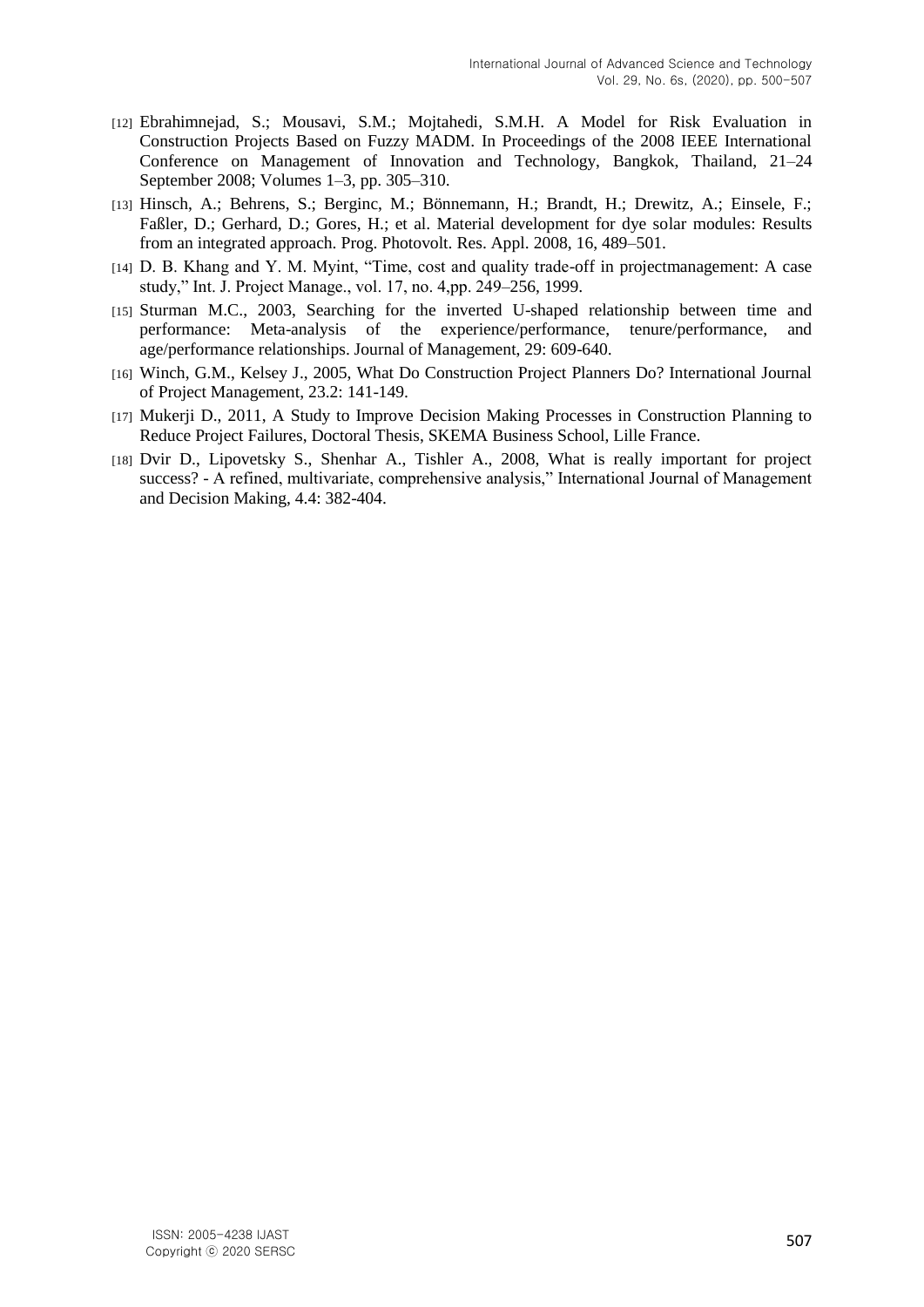[12] Ebrahimnejad, S.; Mousavi, S.M.; Mojtahedi, S.M.H. A Model for Risk Evaluation in Construction Projects Based on Fuzzy MADM. In Proceedings of the 2008 IEEE International Conference on Management of Innovation and Technology, Bangkok, Thailand, 21–24 September 2008; Volumes 1–3, pp. 305–310.

[13] Hinsch, A.; Behrens, S.; Berginc, M.; Bönnemann, H.; Brandt, H.; Drewitz, A.; Einsele, F.; Faßler, D.; Gerhard, D.; Gores, H.; et al. Material development for dye solar modules: Results from an integrated approach. Prog. Photovolt. Res. Appl. 2008, 16, 489–501.

[14] D. B. Khang and Y. M. Myint, "Time, cost and quality trade-off in projectmanagement: A case study," Int. J. Project Manage., vol. 17, no. 4,pp. 249–256, 1999.

[15] Sturman M.C., 2003, Searching for the inverted U-shaped relationship between time and performance: Meta-analysis of the experience/performance, tenure/performance, and age/performance relationships. Journal of Management, 29: 609-640.

[16] Winch, G.M., Kelsey J., 2005, What Do Construction Project Planners Do? International Journal of Project Management, 23.2: 141-149.

[17] Mukerji D., 2011, A Study to Improve Decision Making Processes in Construction Planning to Reduce Project Failures, Doctoral Thesis, SKEMA Business School, Lille France.

[18] Dvir D., Lipovetsky S., Shenhar A., Tishler A., 2008, What is really important for project success? - A refined, multivariate, comprehensive analysis," International Journal of Management and Decision Making, 4.4: 382-404.